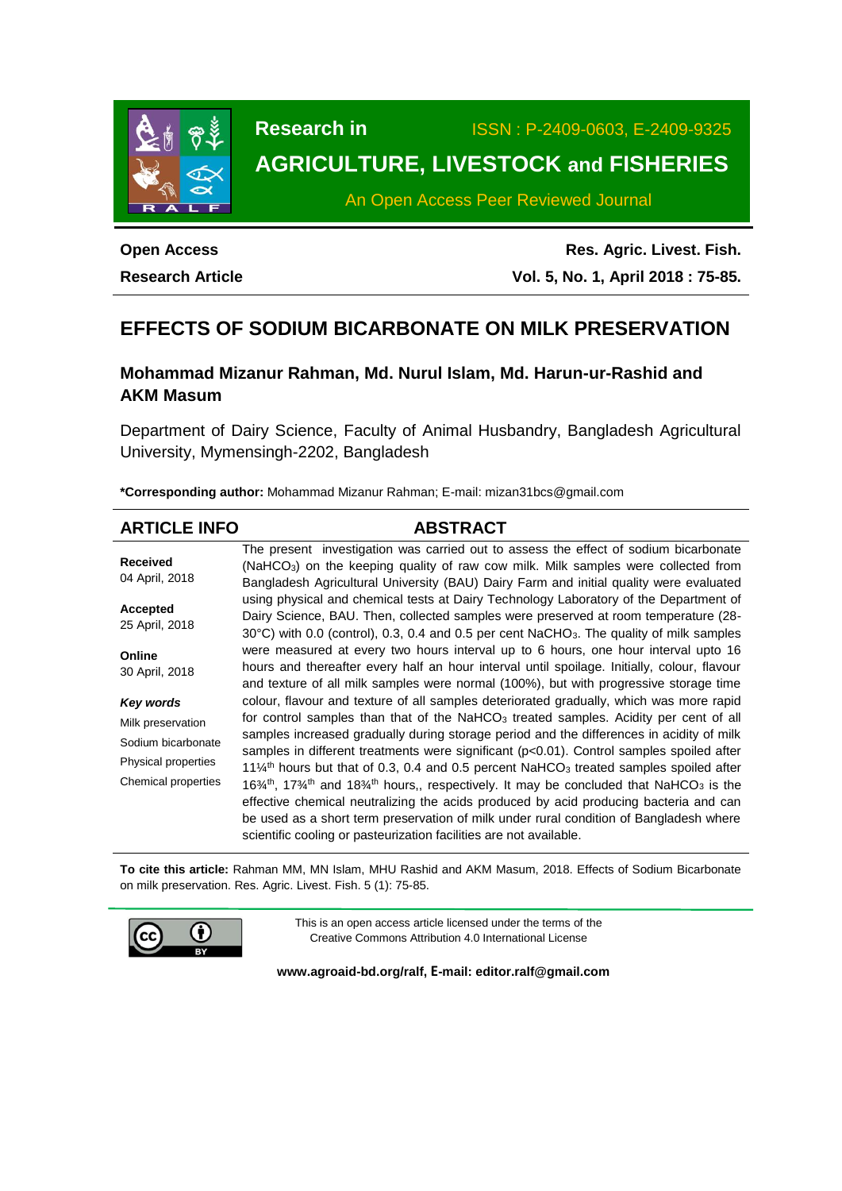Research in

ISSN : P-2409-0603, E-2409-9325

**AGRICULTURE, LIVESTOCK and FISHERIES**

An Open Access Peer Reviewed Journal

**Open Access**
**Research Article**

**Res. Agric. Livest. Fish.**
**Vol. 5, No. 1, April 2018 : 75-85.**

# EFFECTS OF SODIUM BICARBONATE ON MILK PRESERVATION

### Mohammad Mizanur Rahman, Md. Nurul Islam, Md. Harun-ur-Rashid and AKM Masum

Department of Dairy Science, Faculty of Animal Husbandry, Bangladesh Agricultural University, Mymensingh-2202, Bangladesh

**\*Corresponding author:** Mohammad Mizanur Rahman; E-mail: mizan31bcs@gmail.com

## ARTICLE INFO

**Received**
04 April, 2018

**Accepted**
25 April, 2018

**Online**
30 April, 2018

***Key words***
Milk preservation
Sodium bicarbonate
Physical properties
Chemical properties

## ABSTRACT

The present investigation was carried out to assess the effect of sodium bicarbonate ($NaHCO_3$) on the keeping quality of raw cow milk. Milk samples were collected from Bangladesh Agricultural University (BAU) Dairy Farm and initial quality were evaluated using physical and chemical tests at Dairy Technology Laboratory of the Department of Dairy Science, BAU. Then, collected samples were preserved at room temperature (28-30°C) with 0.0 (control), 0.3, 0.4 and 0.5 per cent $NaCHO_3$. The quality of milk samples were measured at every two hours interval up to 6 hours, one hour interval upto 16 hours and thereafter every half an hour interval until spoilage. Initially, colour, flavour and texture of all milk samples were normal (100%), but with progressive storage time colour, flavour and texture of all samples deteriorated gradually, which was more rapid for control samples than that of the $NaHCO_3$ treated samples. Acidity per cent of all samples increased gradually during storage period and the differences in acidity of milk samples in different treatments were significant ($p<0.01$). Control samples spoiled after 11¼th hours but that of 0.3, 0.4 and 0.5 percent $NaHCO_3$ treated samples spoiled after 16¾th, 17¾th and 18¾th hours,, respectively. It may be concluded that $NaHCO_3$ is the effective chemical neutralizing the acids produced by acid producing bacteria and can be used as a short term preservation of milk under rural condition of Bangladesh where scientific cooling or pasteurization facilities are not available.

**To cite this article:** Rahman MM, MN Islam, MHU Rashid and AKM Masum, 2018. Effects of Sodium Bicarbonate on milk preservation. Res. Agric. Livest. Fish. 5 (1): 75-85.

This is an open access article licensed under the terms of the Creative Commons Attribution 4.0 International License

**www.agroaid-bd.org/ralf, E-mail: editor.ralf@gmail.com**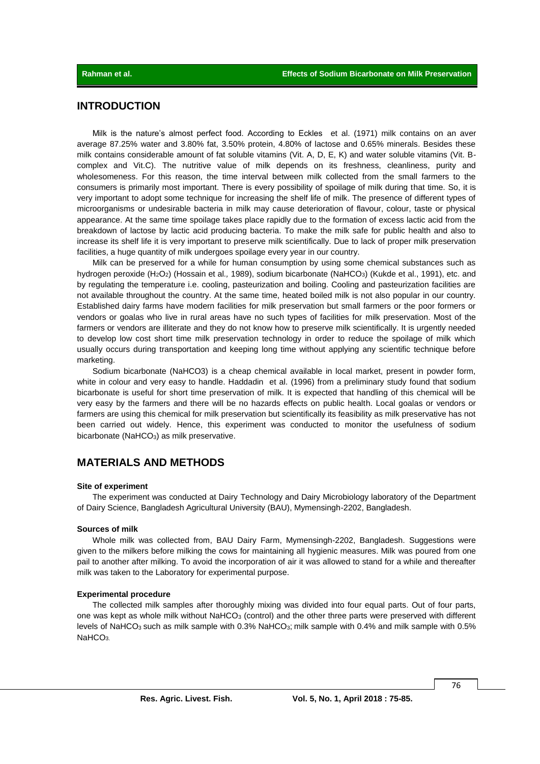## INTRODUCTION

Milk is the nature's almost perfect food. According to Eckles et al. (1971) milk contains on an aver average 87.25% water and 3.80% fat, 3.50% protein, 4.80% of lactose and 0.65% minerals. Besides these milk contains considerable amount of fat soluble vitamins (Vit. A, D, E, K) and water soluble vitamins (Vit. B-complex and Vit.C). The nutritive value of milk depends on its freshness, cleanliness, purity and wholesomeness. For this reason, the time interval between milk collected from the small farmers to the consumers is primarily most important. There is every possibility of spoilage of milk during that time. So, it is very important to adopt some technique for increasing the shelf life of milk. The presence of different types of microorganisms or undesirable bacteria in milk may cause deterioration of flavour, colour, taste or physical appearance. At the same time spoilage takes place rapidly due to the formation of excess lactic acid from the breakdown of lactose by lactic acid producing bacteria. To make the milk safe for public health and also to increase its shelf life it is very important to preserve milk scientifically. Due to lack of proper milk preservation facilities, a huge quantity of milk undergoes spoilage every year in our country.

Milk can be preserved for a while for human consumption by using some chemical substances such as hydrogen peroxide ($H_2O_2$) (Hossain et al., 1989), sodium bicarbonate ($NaHCO_3$) (Kukde et al., 1991), etc. and by regulating the temperature i.e. cooling, pasteurization and boiling. Cooling and pasteurization facilities are not available throughout the country. At the same time, heated boiled milk is not also popular in our country. Established dairy farms have modern facilities for milk preservation but small farmers or the poor formers or vendors or goalas who live in rural areas have no such types of facilities for milk preservation. Most of the farmers or vendors are illiterate and they do not know how to preserve milk scientifically. It is urgently needed to develop low cost short time milk preservation technology in order to reduce the spoilage of milk which usually occurs during transportation and keeping long time without applying any scientific technique before marketing.

Sodium bicarbonate ($NaHCO_3$) is a cheap chemical available in local market, present in powder form, white in colour and very easy to handle. Haddadin et al. (1996) from a preliminary study found that sodium bicarbonate is useful for short time preservation of milk. It is expected that handling of this chemical will be very easy by the farmers and there will be no hazards effects on public health. Local goalas or vendors or farmers are using this chemical for milk preservation but scientifically its feasibility as milk preservative has not been carried out widely. Hence, this experiment was conducted to monitor the usefulness of sodium bicarbonate ($NaHCO_3$) as milk preservative.

## MATERIALS AND METHODS

### Site of experiment

The experiment was conducted at Dairy Technology and Dairy Microbiology laboratory of the Department of Dairy Science, Bangladesh Agricultural University (BAU), Mymensingh-2202, Bangladesh.

### Sources of milk

Whole milk was collected from, BAU Dairy Farm, Mymensingh-2202, Bangladesh. Suggestions were given to the milkers before milking the cows for maintaining all hygienic measures. Milk was poured from one pail to another after milking. To avoid the incorporation of air it was allowed to stand for a while and thereafter milk was taken to the Laboratory for experimental purpose.

### Experimental procedure

The collected milk samples after thoroughly mixing was divided into four equal parts. Out of four parts, one was kept as whole milk without $NaHCO_3$ (control) and the other three parts were preserved with different levels of $NaHCO_3$ such as milk sample with 0.3% $NaHCO_3$; milk sample with 0.4% and milk sample with 0.5% $NaHCO_3$.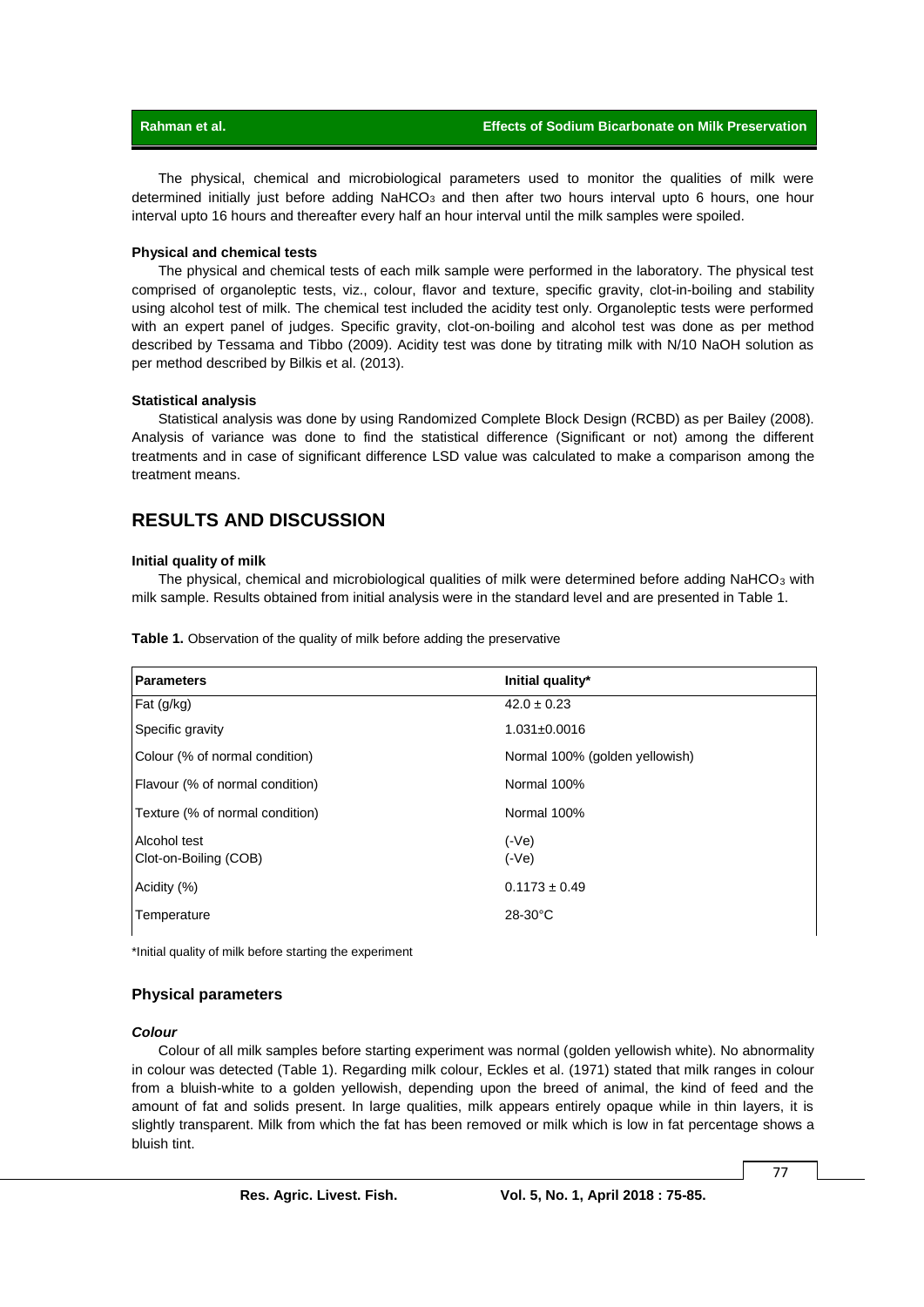The physical, chemical and microbiological parameters used to monitor the qualities of milk were determined initially just before adding $NaHCO_3$ and then after two hours interval upto 6 hours, one hour interval upto 16 hours and thereafter every half an hour interval until the milk samples were spoiled.

#### Physical and chemical tests

The physical and chemical tests of each milk sample were performed in the laboratory. The physical test comprised of organoleptic tests, viz., colour, flavor and texture, specific gravity, clot-in-boiling and stability using alcohol test of milk. The chemical test included the acidity test only. Organoleptic tests were performed with an expert panel of judges. Specific gravity, clot-on-boiling and alcohol test was done as per method described by Tessama and Tibbo (2009). Acidity test was done by titrating milk with N/10 NaOH solution as per method described by Bilkis et al. (2013).

#### Statistical analysis

Statistical analysis was done by using Randomized Complete Block Design (RCBD) as per Bailey (2008). Analysis of variance was done to find the statistical difference (Significant or not) among the different treatments and in case of significant difference LSD value was calculated to make a comparison among the treatment means.

## RESULTS AND DISCUSSION

#### Initial quality of milk

The physical, chemical and microbiological qualities of milk were determined before adding $NaHCO_3$ with milk sample. Results obtained from initial analysis were in the standard level and are presented in Table 1.

**Table 1.** Observation of the quality of milk before adding the preservative

| Parameters | Initial quality* |
|---|---|
| Fat (g/kg) | 42.0 ± 0.23 |
| Specific gravity | 1.031±0.0016 |
| Colour (% of normal condition) | Normal 100% (golden yellowish) |
| Flavour (% of normal condition) | Normal 100% |
| Texture (% of normal condition) | Normal 100% |
| Alcohol test<br>Clot-on-Boiling (COB) | (-Ve)<br>(-Ve) |
| Acidity (%) | 0.1173 ± 0.49 |
| Temperature | 28-30°C |

*Initial quality of milk before starting the experiment

### Physical parameters

#### *Colour*

Colour of all milk samples before starting experiment was normal (golden yellowish white). No abnormality in colour was detected (Table 1). Regarding milk colour, Eckles et al. (1971) stated that milk ranges in colour from a bluish-white to a golden yellowish, depending upon the breed of animal, the kind of feed and the amount of fat and solids present. In large qualities, milk appears entirely opaque while in thin layers, it is slightly transparent. Milk from which the fat has been removed or milk which is low in fat percentage shows a bluish tint.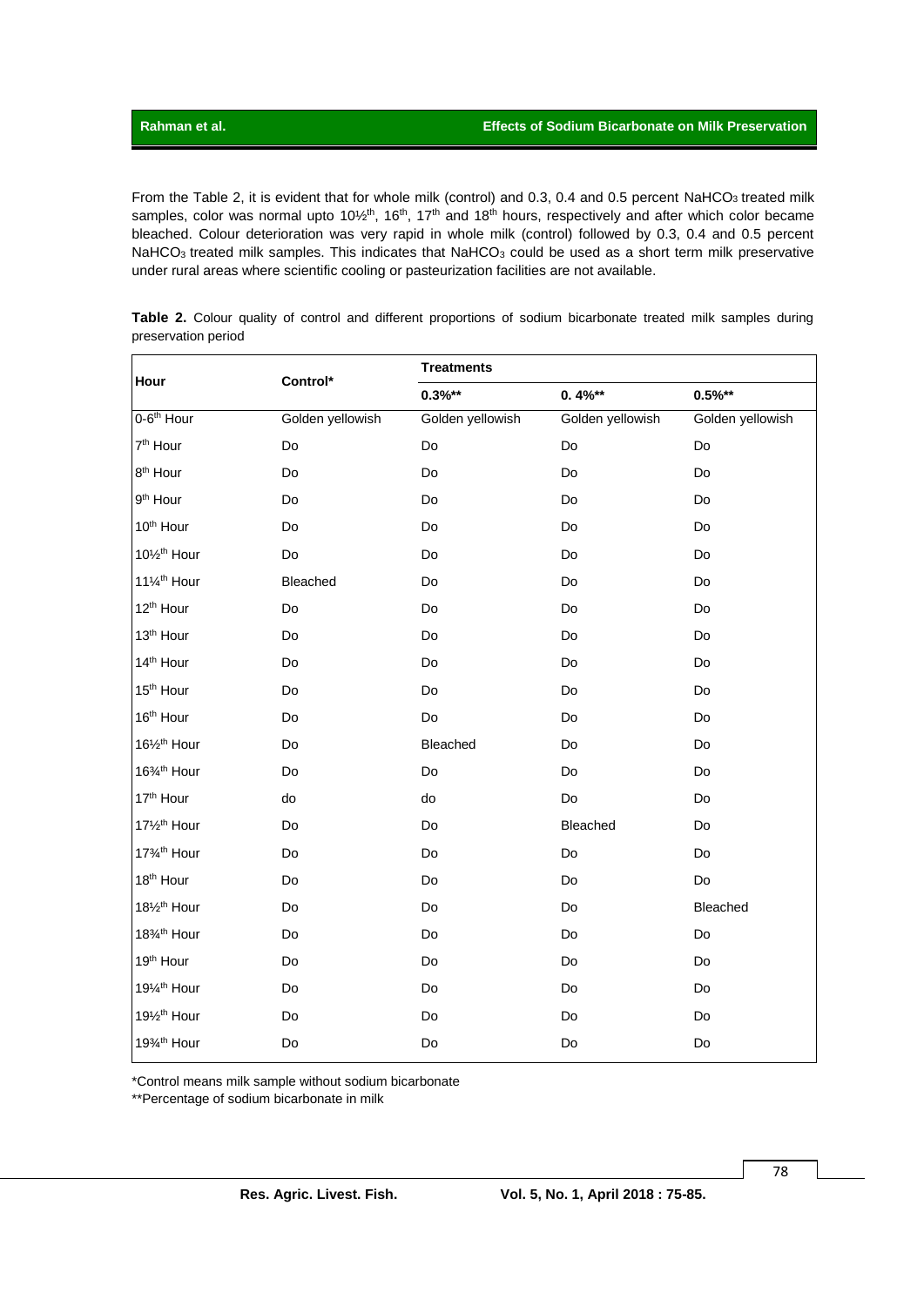From the Table 2, it is evident that for whole milk (control) and 0.3, 0.4 and 0.5 percent $NaHCO_3$ treated milk samples, color was normal upto 10½th, 16th, 17th and 18th hours, respectively and after which color became bleached. Colour deterioration was very rapid in whole milk (control) followed by 0.3, 0.4 and 0.5 percent $NaHCO_3$ treated milk samples. This indicates that $NaHCO_3$ could be used as a short term milk preservative under rural areas where scientific cooling or pasteurization facilities are not available.

**Table 2.** Colour quality of control and different proportions of sodium bicarbonate treated milk samples during preservation period

| Hour | Control* | Treatments | | |
|---|---|---|---|---|
| | | **0.3%**** | **0. 4%**** | **0.5%**** |
| 0-6th Hour | Golden yellowish | Golden yellowish | Golden yellowish | Golden yellowish |
| 7th Hour | Do | Do | Do | Do |
| 8th Hour | Do | Do | Do | Do |
| 9th Hour | Do | Do | Do | Do |
| 10th Hour | Do | Do | Do | Do |
| 10½th Hour | Do | Do | Do | Do |
| 11¼th Hour | Bleached | Do | Do | Do |
| 12th Hour | Do | Do | Do | Do |
| 13th Hour | Do | Do | Do | Do |
| 14th Hour | Do | Do | Do | Do |
| 15th Hour | Do | Do | Do | Do |
| 16th Hour | Do | Do | Do | Do |
| 16½th Hour | Do | Bleached | Do | Do |
| 16¾th Hour | Do | Do | Do | Do |
| 17th Hour | do | do | Do | Do |
| 17½th Hour | Do | Do | Bleached | Do |
| 17¾th Hour | Do | Do | Do | Do |
| 18th Hour | Do | Do | Do | Do |
| 18½th Hour | Do | Do | Do | Bleached |
| 18¾th Hour | Do | Do | Do | Do |
| 19th Hour | Do | Do | Do | Do |
| 19¼th Hour | Do | Do | Do | Do |
| 19½th Hour | Do | Do | Do | Do |
| 19¾th Hour | Do | Do | Do | Do |

*Control means milk sample without sodium bicarbonate

**Percentage of sodium bicarbonate in milk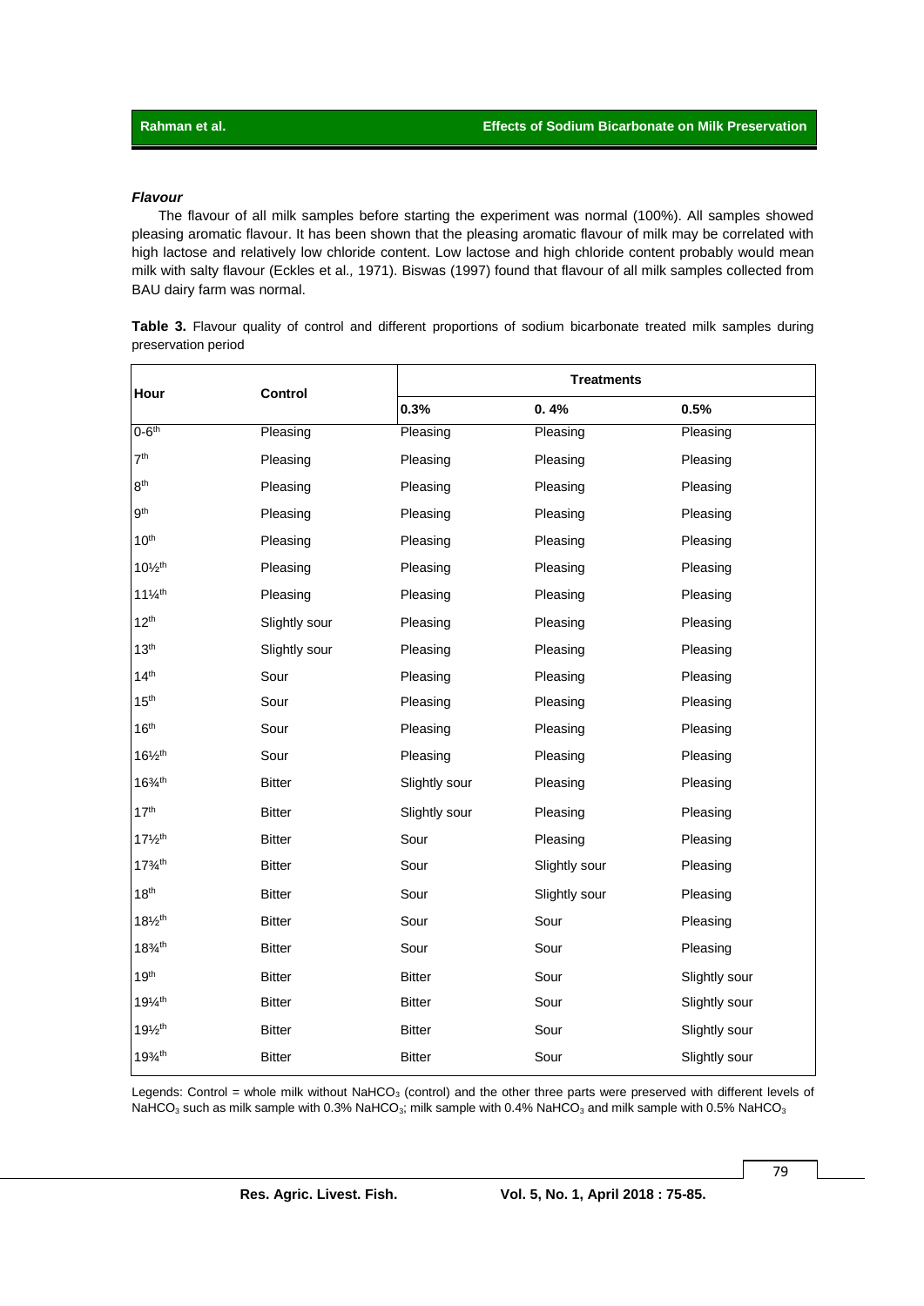### *Flavour*

The flavour of all milk samples before starting the experiment was normal (100%). All samples showed pleasing aromatic flavour. It has been shown that the pleasing aromatic flavour of milk may be correlated with high lactose and relatively low chloride content. Low lactose and high chloride content probably would mean milk with salty flavour (Eckles et al*.,* 1971). Biswas (1997) found that flavour of all milk samples collected from BAU dairy farm was normal.

**Table 3.** Flavour quality of control and different proportions of sodium bicarbonate treated milk samples during preservation period

| Hour | Control | Treatments | | |
|---|---|---|---|---|
| | | 0.3% | 0. 4% | 0.5% |
| 0-6th | Pleasing | Pleasing | Pleasing | Pleasing |
| 7th | Pleasing | Pleasing | Pleasing | Pleasing |
| 8th | Pleasing | Pleasing | Pleasing | Pleasing |
| 9th | Pleasing | Pleasing | Pleasing | Pleasing |
| 10th | Pleasing | Pleasing | Pleasing | Pleasing |
| 10½th | Pleasing | Pleasing | Pleasing | Pleasing |
| 11¼th | Pleasing | Pleasing | Pleasing | Pleasing |
| 12th | Slightly sour | Pleasing | Pleasing | Pleasing |
| 13th | Slightly sour | Pleasing | Pleasing | Pleasing |
| 14th | Sour | Pleasing | Pleasing | Pleasing |
| 15th | Sour | Pleasing | Pleasing | Pleasing |
| 16th | Sour | Pleasing | Pleasing | Pleasing |
| 16½th | Sour | Pleasing | Pleasing | Pleasing |
| 16¾th | Bitter | Slightly sour | Pleasing | Pleasing |
| 17th | Bitter | Slightly sour | Pleasing | Pleasing |
| 17½th | Bitter | Sour | Pleasing | Pleasing |
| 17¾th | Bitter | Sour | Slightly sour | Pleasing |
| 18th | Bitter | Sour | Slightly sour | Pleasing |
| 18½th | Bitter | Sour | Sour | Pleasing |
| 18¾th | Bitter | Sour | Sour | Pleasing |
| 19th | Bitter | Bitter | Sour | Slightly sour |
| 19¼th | Bitter | Bitter | Sour | Slightly sour |
| 19½th | Bitter | Bitter | Sour | Slightly sour |
| 19¾th | Bitter | Bitter | Sour | Slightly sour |

Legends: Control = whole milk without $NaHCO_3$ (control) and the other three parts were preserved with different levels of $NaHCO_3$ such as milk sample with 0.3% $NaHCO_3$; milk sample with 0.4% $NaHCO_3$ and milk sample with 0.5% $NaHCO_3$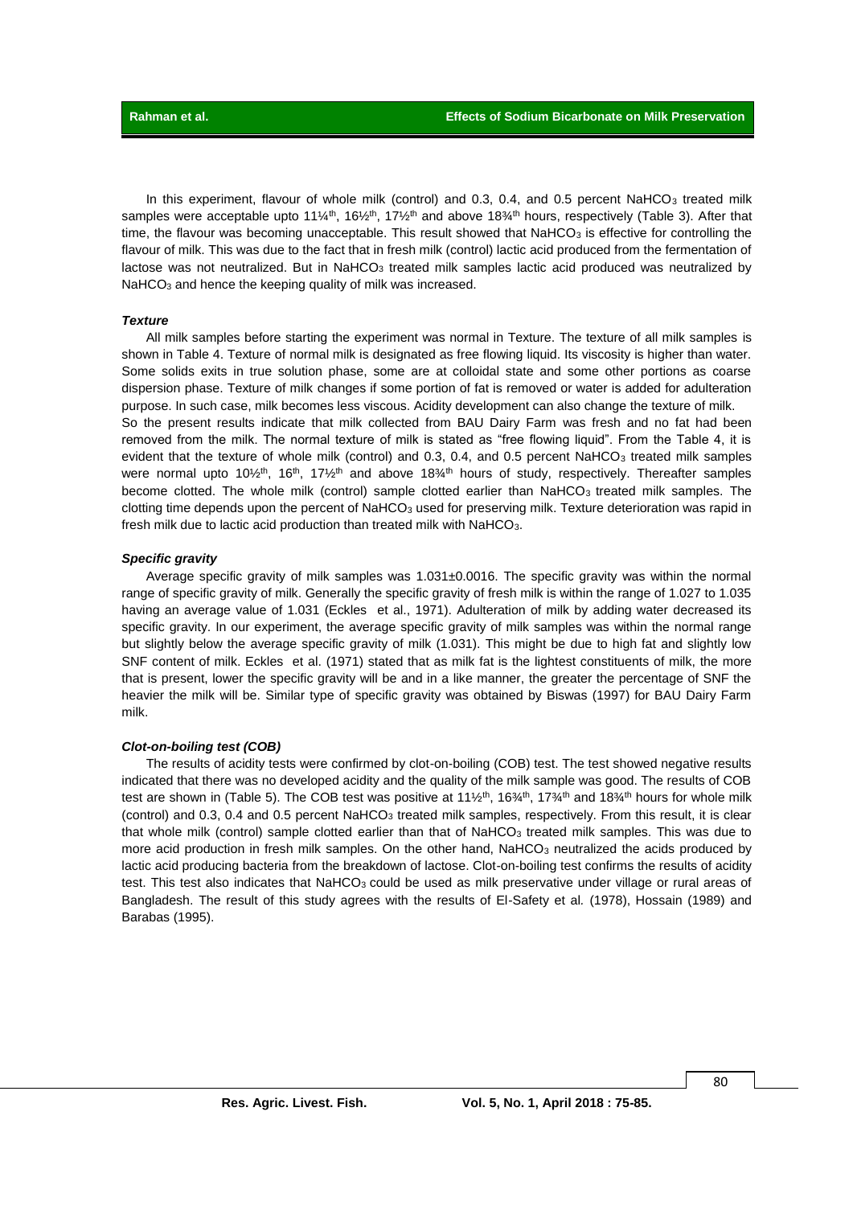In this experiment, flavour of whole milk (control) and 0.3, 0.4, and 0.5 percent $NaHCO_3$ treated milk samples were acceptable upto 11¼$^{th}$, 16½$^{th}$, 17½$^{th}$ and above 18¾$^{th}$ hours, respectively (Table 3). After that time, the flavour was becoming unacceptable. This result showed that $NaHCO_3$ is effective for controlling the flavour of milk. This was due to the fact that in fresh milk (control) lactic acid produced from the fermentation of lactose was not neutralized. But in $NaHCO_3$ treated milk samples lactic acid produced was neutralized by $NaHCO_3$ and hence the keeping quality of milk was increased.

### *Texture*

All milk samples before starting the experiment was normal in Texture. The texture of all milk samples is shown in Table 4. Texture of normal milk is designated as free flowing liquid. Its viscosity is higher than water. Some solids exits in true solution phase, some are at colloidal state and some other portions as coarse dispersion phase. Texture of milk changes if some portion of fat is removed or water is added for adulteration purpose. In such case, milk becomes less viscous. Acidity development can also change the texture of milk.
So the present results indicate that milk collected from BAU Dairy Farm was fresh and no fat had been removed from the milk. The normal texture of milk is stated as "free flowing liquid". From the Table 4, it is evident that the texture of whole milk (control) and 0.3, 0.4, and 0.5 percent $NaHCO_3$ treated milk samples were normal upto 10½$^{th}$, 16$^{th}$, 17½$^{th}$ and above 18¾$^{th}$ hours of study, respectively. Thereafter samples become clotted. The whole milk (control) sample clotted earlier than $NaHCO_3$ treated milk samples. The clotting time depends upon the percent of $NaHCO_3$ used for preserving milk. Texture deterioration was rapid in fresh milk due to lactic acid production than treated milk with $NaHCO_3$.

### *Specific gravity*

Average specific gravity of milk samples was 1.031±0.0016. The specific gravity was within the normal range of specific gravity of milk. Generally the specific gravity of fresh milk is within the range of 1.027 to 1.035 having an average value of 1.031 (Eckles et al., 1971). Adulteration of milk by adding water decreased its specific gravity. In our experiment, the average specific gravity of milk samples was within the normal range but slightly below the average specific gravity of milk (1.031). This might be due to high fat and slightly low SNF content of milk. Eckles et al. (1971) stated that as milk fat is the lightest constituents of milk, the more that is present, lower the specific gravity will be and in a like manner, the greater the percentage of SNF the heavier the milk will be. Similar type of specific gravity was obtained by Biswas (1997) for BAU Dairy Farm milk.

### *Clot-on-boiling test (COB)*

The results of acidity tests were confirmed by clot-on-boiling (COB) test. The test showed negative results indicated that there was no developed acidity and the quality of the milk sample was good. The results of COB test are shown in (Table 5). The COB test was positive at 11½$^{th}$, 16¾$^{th}$, 17¾$^{th}$ and 18¾$^{th}$ hours for whole milk (control) and 0.3, 0.4 and 0.5 percent $NaHCO_3$ treated milk samples, respectively. From this result, it is clear that whole milk (control) sample clotted earlier than that of $NaHCO_3$ treated milk samples. This was due to more acid production in fresh milk samples. On the other hand, $NaHCO_3$ neutralized the acids produced by lactic acid producing bacteria from the breakdown of lactose. Clot-on-boiling test confirms the results of acidity test. This test also indicates that $NaHCO_3$ could be used as milk preservative under village or rural areas of Bangladesh. The result of this study agrees with the results of El-Safety et al. (1978), Hossain (1989) and Barabas (1995).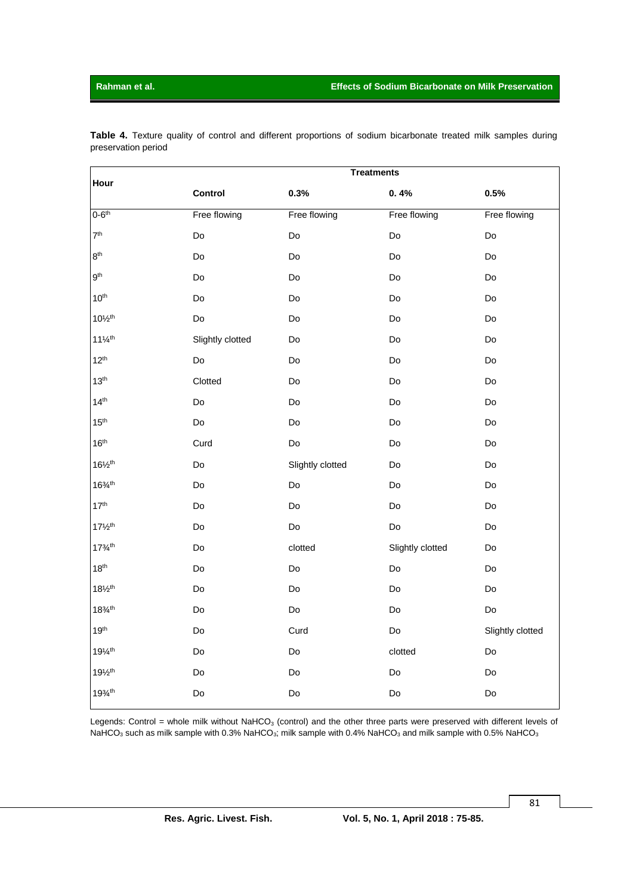**Table 4.** Texture quality of control and different proportions of sodium bicarbonate treated milk samples during preservation period

| Hour | Treatments | | | |
|---|---|---|---|---|
| | **Control** | **0.3%** | **0. 4%** | **0.5%** |
| 0-6$^{th}$ | Free flowing | Free flowing | Free flowing | Free flowing |
| 7$^{th}$ | Do | Do | Do | Do |
| 8$^{th}$ | Do | Do | Do | Do |
| 9$^{th}$ | Do | Do | Do | Do |
| 10$^{th}$ | Do | Do | Do | Do |
| 10½$^{th}$ | Do | Do | Do | Do |
| 11¼$^{th}$ | Slightly clotted | Do | Do | Do |
| 12$^{th}$ | Do | Do | Do | Do |
| 13$^{th}$ | Clotted | Do | Do | Do |
| 14$^{th}$ | Do | Do | Do | Do |
| 15$^{th}$ | Do | Do | Do | Do |
| 16$^{th}$ | Curd | Do | Do | Do |
| 16½$^{th}$ | Do | Slightly clotted | Do | Do |
| 16¾$^{th}$ | Do | Do | Do | Do |
| 17$^{th}$ | Do | Do | Do | Do |
| 17½$^{th}$ | Do | Do | Do | Do |
| 17¾$^{th}$ | Do | clotted | Slightly clotted | Do |
| 18$^{th}$ | Do | Do | Do | Do |
| 18½$^{th}$ | Do | Do | Do | Do |
| 18¾$^{th}$ | Do | Do | Do | Do |
| 19$^{th}$ | Do | Curd | Do | Slightly clotted |
| 19¼$^{th}$ | Do | Do | clotted | Do |
| 19½$^{th}$ | Do | Do | Do | Do |
| 19¾$^{th}$ | Do | Do | Do | Do |

Legends: Control = whole milk without $NaHCO_3$ (control) and the other three parts were preserved with different levels of $NaHCO_3$ such as milk sample with 0.3% $NaHCO_3$; milk sample with 0.4% $NaHCO_3$ and milk sample with 0.5% $NaHCO_3$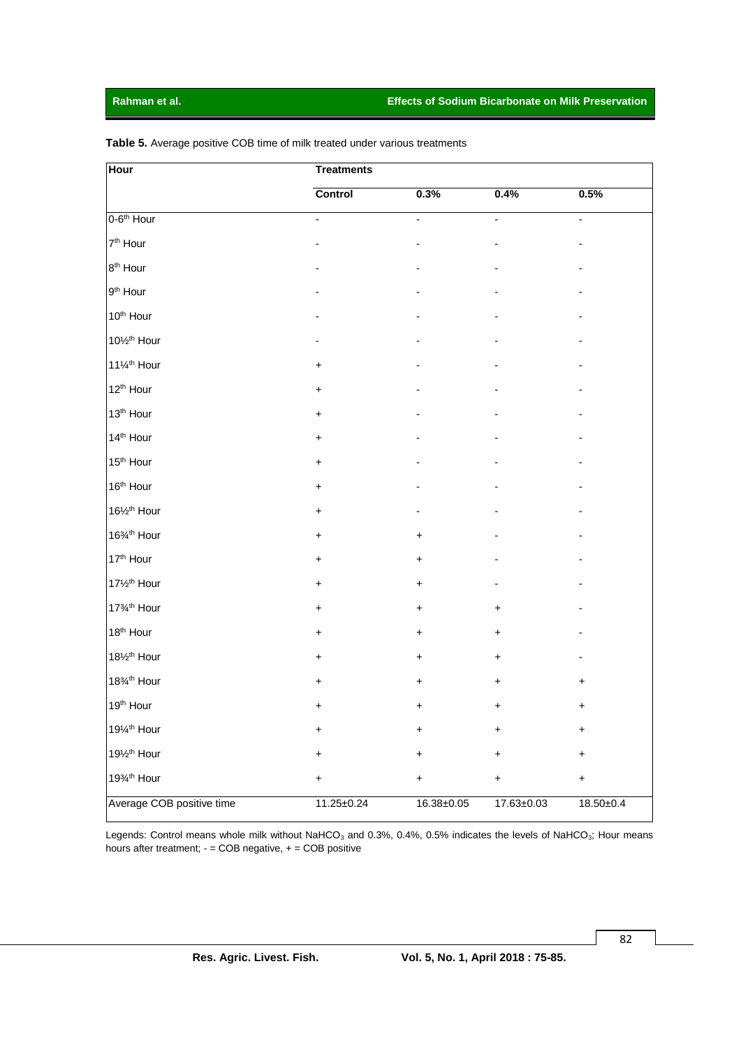**Table 5.** Average positive COB time of milk treated under various treatments

| Hour | Treatments | | | |
|---|---|---|---|---|
| | Control | 0.3% | 0.4% | 0.5% |
| 0-6th Hour | - | - | - | - |
| 7th Hour | - | - | - | - |
| 8th Hour | - | - | - | - |
| 9th Hour | - | - | - | - |
| 10th Hour | - | - | - | - |
| 10½th Hour | - | - | - | - |
| 11¼th Hour | + | - | - | - |
| 12th Hour | + | - | - | - |
| 13th Hour | + | - | - | - |
| 14th Hour | + | - | - | - |
| 15th Hour | + | - | - | - |
| 16th Hour | + | - | - | - |
| 16½th Hour | + | - | - | - |
| 16¾th Hour | + | + | - | - |
| 17th Hour | + | + | - | - |
| 17½th Hour | + | + | - | - |
| 17¾th Hour | + | + | + | - |
| 18th Hour | + | + | + | - |
| 18½th Hour | + | + | + | - |
| 18¾th Hour | + | + | + | + |
| 19th Hour | + | + | + | + |
| 19¼th Hour | + | + | + | + |
| 19½th Hour | + | + | + | + |
| 19¾th Hour | + | + | + | + |
| Average COB positive time | 11.25±0.24 | 16.38±0.05 | 17.63±0.03 | 18.50±0.4 |

Legends: Control means whole milk without $NaHCO_3$ and 0.3%, 0.4%, 0.5% indicates the levels of $NaHCO_3$; Hour means hours after treatment; - = COB negative, + = COB positive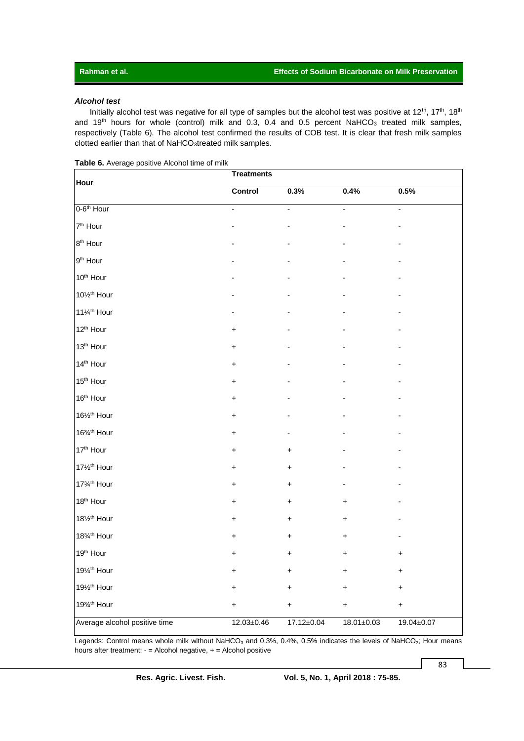### *Alcohol test*

Initially alcohol test was negative for all type of samples but the alcohol test was positive at 12th, 17th, 18th and 19th hours for whole (control) milk and 0.3, 0.4 and 0.5 percent $NaHCO_3$ treated milk samples, respectively (Table 6). The alcohol test confirmed the results of COB test. It is clear that fresh milk samples clotted earlier than that of $NaHCO_3$treated milk samples.

**Table 6.** Average positive Alcohol time of milk

| Hour | Treatments | | | |
|---|---|---|---|---|
| | **Control** | **0.3%** | **0.4%** | **0.5%** |
| 0-6th Hour | - | - | - | - |
| 7th Hour | - | - | - | - |
| 8th Hour | - | - | - | - |
| 9th Hour | - | - | - | - |
| 10th Hour | - | - | - | - |
| 10½th Hour | - | - | - | - |
| 11¼th Hour | - | - | - | - |
| 12th Hour | + | - | - | - |
| 13th Hour | + | - | - | - |
| 14th Hour | + | - | - | - |
| 15th Hour | + | - | - | - |
| 16th Hour | + | - | - | - |
| 16½th Hour | + | - | - | - |
| 16¾th Hour | + | - | - | - |
| 17th Hour | + | + | - | - |
| 17½th Hour | + | + | - | - |
| 17¾th Hour | + | + | - | - |
| 18th Hour | + | + | + | - |
| 18½th Hour | + | + | + | - |
| 18¾th Hour | + | + | + | - |
| 19th Hour | + | + | + | + |
| 19¼th Hour | + | + | + | + |
| 19½th Hour | + | + | + | + |
| 19¾th Hour | + | + | + | + |
| Average alcohol positive time | 12.03±0.46 | 17.12±0.04 | 18.01±0.03 | 19.04±0.07 |

Legends: Control means whole milk without $NaHCO_3$ and 0.3%, 0.4%, 0.5% indicates the levels of $NaHCO_3$; Hour means hours after treatment; - = Alcohol negative, + = Alcohol positive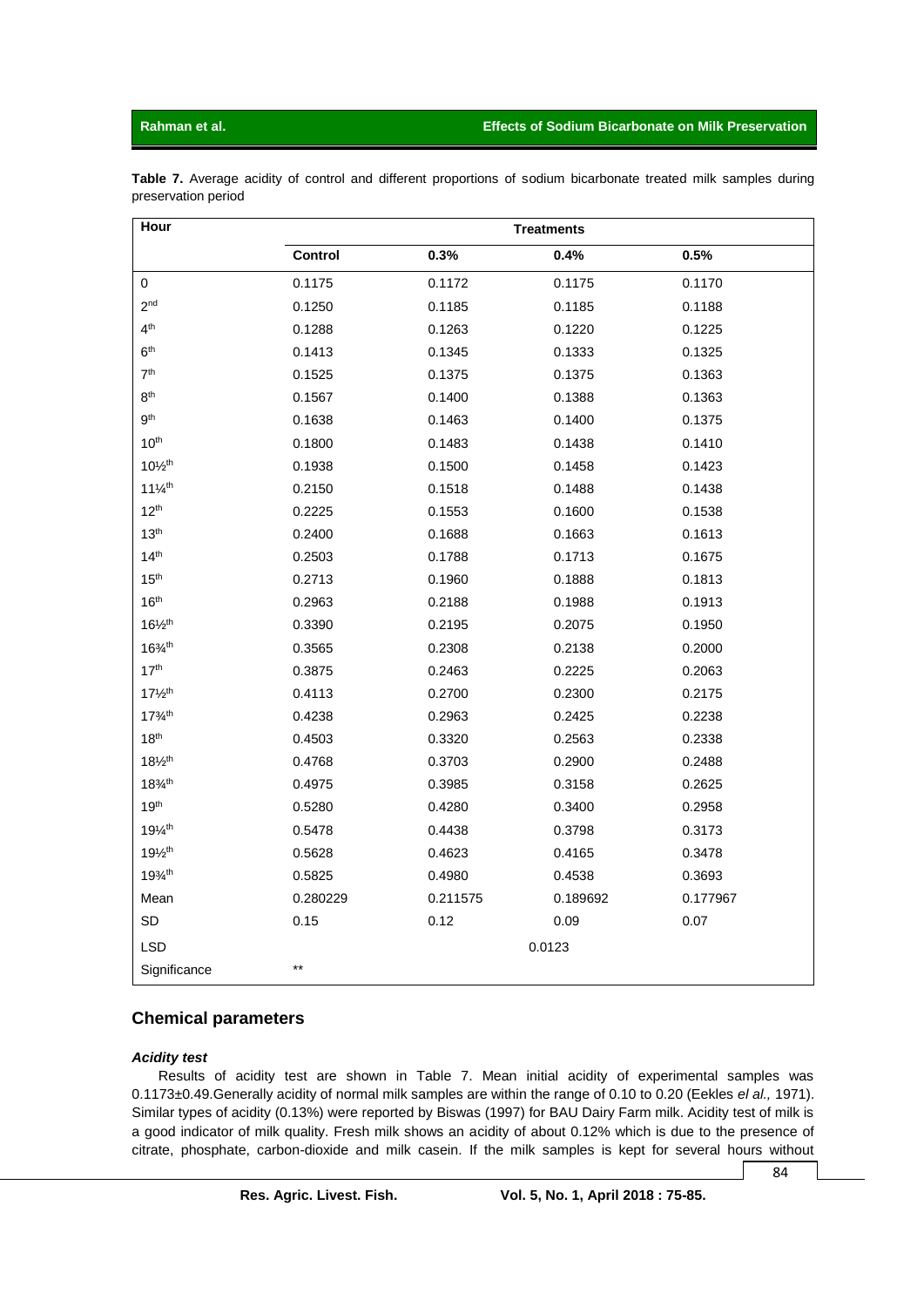**Table 7.** Average acidity of control and different proportions of sodium bicarbonate treated milk samples during preservation period

| Hour | Treatments | | | |
|---|---|---|---|---|
| | **Control** | **0.3%** | **0.4%** | **0.5%** |
| 0 | 0.1175 | 0.1172 | 0.1175 | 0.1170 |
| 2nd | 0.1250 | 0.1185 | 0.1185 | 0.1188 |
| 4th | 0.1288 | 0.1263 | 0.1220 | 0.1225 |
| 6th | 0.1413 | 0.1345 | 0.1333 | 0.1325 |
| 7th | 0.1525 | 0.1375 | 0.1375 | 0.1363 |
| 8th | 0.1567 | 0.1400 | 0.1388 | 0.1363 |
| 9th | 0.1638 | 0.1463 | 0.1400 | 0.1375 |
| 10th | 0.1800 | 0.1483 | 0.1438 | 0.1410 |
| 10½th | 0.1938 | 0.1500 | 0.1458 | 0.1423 |
| 11¼th | 0.2150 | 0.1518 | 0.1488 | 0.1438 |
| 12th | 0.2225 | 0.1553 | 0.1600 | 0.1538 |
| 13th | 0.2400 | 0.1688 | 0.1663 | 0.1613 |
| 14th | 0.2503 | 0.1788 | 0.1713 | 0.1675 |
| 15th | 0.2713 | 0.1960 | 0.1888 | 0.1813 |
| 16th | 0.2963 | 0.2188 | 0.1988 | 0.1913 |
| 16½th | 0.3390 | 0.2195 | 0.2075 | 0.1950 |
| 16¾th | 0.3565 | 0.2308 | 0.2138 | 0.2000 |
| 17th | 0.3875 | 0.2463 | 0.2225 | 0.2063 |
| 17½th | 0.4113 | 0.2700 | 0.2300 | 0.2175 |
| 17¾th | 0.4238 | 0.2963 | 0.2425 | 0.2238 |
| 18th | 0.4503 | 0.3320 | 0.2563 | 0.2338 |
| 18½th | 0.4768 | 0.3703 | 0.2900 | 0.2488 |
| 18¾th | 0.4975 | 0.3985 | 0.3158 | 0.2625 |
| 19th | 0.5280 | 0.4280 | 0.3400 | 0.2958 |
| 19¼th | 0.5478 | 0.4438 | 0.3798 | 0.3173 |
| 19½th | 0.5628 | 0.4623 | 0.4165 | 0.3478 |
| 19¾th | 0.5825 | 0.4980 | 0.4538 | 0.3693 |
| Mean | 0.280229 | 0.211575 | 0.189692 | 0.177967 |
| SD | 0.15 | 0.12 | 0.09 | 0.07 |
| LSD | | | 0.0123 | |
| Significance | ** | | | |

## Chemical parameters

### *Acidity test*

Results of acidity test are shown in Table 7. Mean initial acidity of experimental samples was 0.1173±0.49.Generally acidity of normal milk samples are within the range of 0.10 to 0.20 (Eekles *el al.,* 1971). Similar types of acidity (0.13%) were reported by Biswas (1997) for BAU Dairy Farm milk. Acidity test of milk is a good indicator of milk quality. Fresh milk shows an acidity of about 0.12% which is due to the presence of citrate, phosphate, carbon-dioxide and milk casein. If the milk samples is kept for several hours without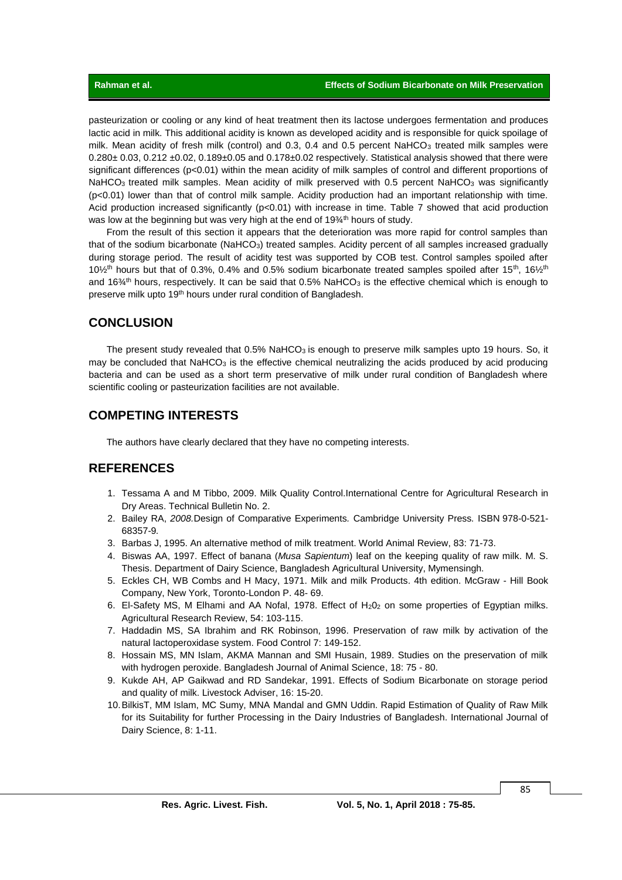pasteurization or cooling or any kind of heat treatment then its lactose undergoes fermentation and produces lactic acid in milk. This additional acidity is known as developed acidity and is responsible for quick spoilage of milk. Mean acidity of fresh milk (control) and 0.3, 0.4 and 0.5 percent $NaHCO_3$ treated milk samples were 0.280± 0.03, 0.212 ±0.02, 0.189±0.05 and 0.178±0.02 respectively. Statistical analysis showed that there were significant differences ($p<0.01$) within the mean acidity of milk samples of control and different proportions of $NaHCO_3$ treated milk samples. Mean acidity of milk preserved with 0.5 percent $NaHCO_3$ was significantly ($p<0.01$) lower than that of control milk sample. Acidity production had an important relationship with time. Acid production increased significantly ($p<0.01$) with increase in time. Table 7 showed that acid production was low at the beginning but was very high at the end of 19¾th hours of study.

From the result of this section it appears that the deterioration was more rapid for control samples than that of the sodium bicarbonate ($NaHCO_3$) treated samples. Acidity percent of all samples increased gradually during storage period. The result of acidity test was supported by COB test. Control samples spoiled after 10½th hours but that of 0.3%, 0.4% and 0.5% sodium bicarbonate treated samples spoiled after 15th, 16½th and 16¾th hours, respectively. It can be said that 0.5% $NaHCO_3$ is the effective chemical which is enough to preserve milk upto 19th hours under rural condition of Bangladesh.

## CONCLUSION

The present study revealed that 0.5% $NaHCO_3$ is enough to preserve milk samples upto 19 hours. So, it may be concluded that $NaHCO_3$ is the effective chemical neutralizing the acids produced by acid producing bacteria and can be used as a short term preservative of milk under rural condition of Bangladesh where scientific cooling or pasteurization facilities are not available.

## COMPETING INTERESTS

The authors have clearly declared that they have no competing interests.

## REFERENCES

1. Tessama A and M Tibbo, 2009. Milk Quality Control.International Centre for Agricultural Research in Dry Areas. Technical Bulletin No. 2.
2. Bailey RA, *2008.*Design of Comparative Experiments*.* Cambridge University Press*.* ISBN 978-0-521-68357-9*.*
3. Barbas J, 1995. An alternative method of milk treatment. World Animal Review, 83: 71-73.
4. Biswas AA, 1997. Effect of banana (*Musa Sapientum*) leaf on the keeping quality of raw milk. M. S. Thesis. Department of Dairy Science, Bangladesh Agricultural University, Mymensingh.
5. Eckles CH, WB Combs and H Macy, 1971. Milk and milk Products. 4th edition. McGraw - Hill Book Company, New York, Toronto-London P. 48- 69.
6. El-Safety MS, M Elhami and AA Nofal, 1978. Effect of $H_20_2$ on some properties of Egyptian milks. Agricultural Research Review, 54: 103-115.
7. Haddadin MS, SA Ibrahim and RK Robinson, 1996. Preservation of raw milk by activation of the natural lactoperoxidase system. Food Control 7: 149-152.
8. Hossain MS, MN Islam, AKMA Mannan and SMI Husain, 1989. Studies on the preservation of milk with hydrogen peroxide. Bangladesh Journal of Animal Science, 18: 75 - 80.
9. Kukde AH, AP Gaikwad and RD Sandekar, 1991. Effects of Sodium Bicarbonate on storage period and quality of milk. Livestock Adviser, 16: 15-20.
10. BilkisT, MM Islam, MC Sumy, MNA Mandal and GMN Uddin. Rapid Estimation of Quality of Raw Milk for its Suitability for further Processing in the Dairy Industries of Bangladesh. International Journal of Dairy Science, 8: 1-11.